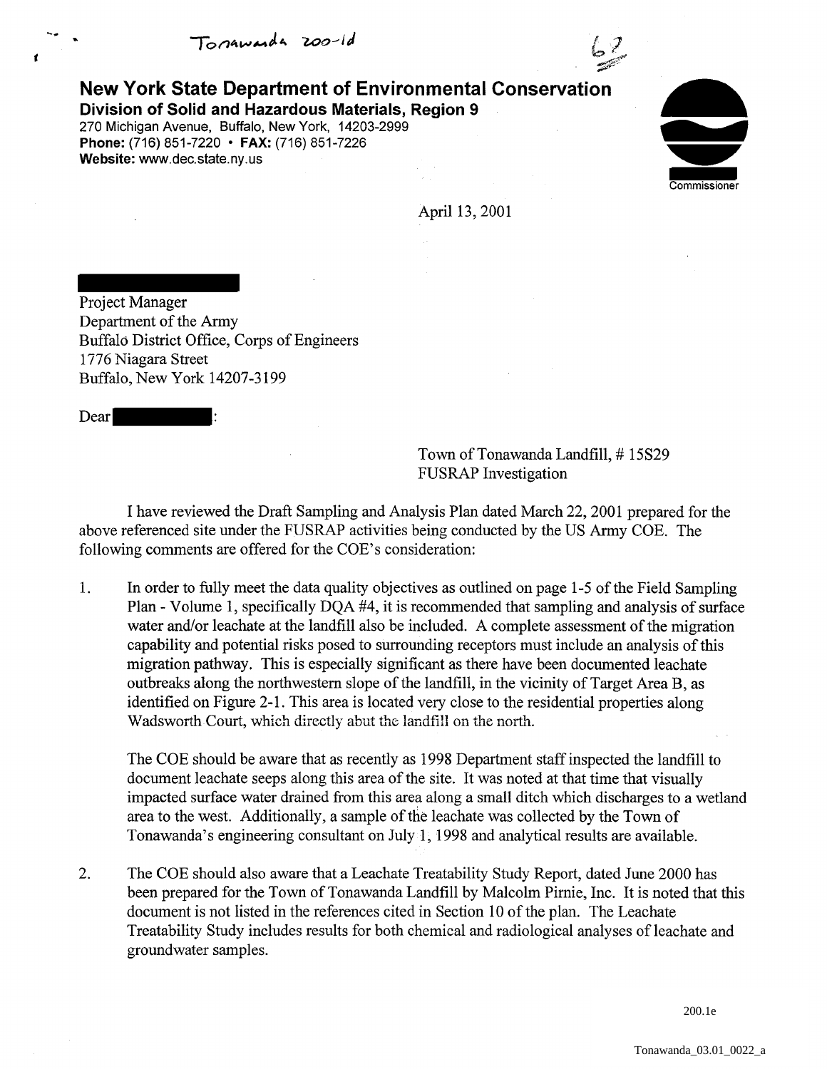Tonawanda 200-1d

**New York State Department of Environmental Conservation**
**Division of Solid and Hazardous Materials, Region 9**
270 Michigan Avenue, Buffalo, New York, 14203-2999
**Phone:** (716) 851-7220 • **FAX:** (716) 851-7226
**Website:** www.dec.state.ny.us

Commissioner

April 13, 2001

Project Manager
Department of the Army
Buffalo District Office, Corps of Engineers
1776 Niagara Street
Buffalo, New York 14207-3199

Dear :

Town of Tonawanda Landfill, # 15S29
FUSRAP Investigation

I have reviewed the Draft Sampling and Analysis Plan dated March 22, 2001 prepared for the above referenced site under the FUSRAP activities being conducted by the US Army COE. The following comments are offered for the COE's consideration:

1. In order to fully meet the data quality objectives as outlined on page 1-5 of the Field Sampling Plan - Volume 1, specifically DQA #4, it is recommended that sampling and analysis of surface water and/or leachate at the landfill also be included. A complete assessment of the migration capability and potential risks posed to surrounding receptors must include an analysis of this migration pathway. This is especially significant as there have been documented leachate outbreaks along the northwestern slope of the landfill, in the vicinity of Target Area B, as identified on Figure 2-1. This area is located very close to the residential properties along Wadsworth Court, which directly abut the landfill on the north.

   The COE should be aware that as recently as 1998 Department staff inspected the landfill to document leachate seeps along this area of the site. It was noted at that time that visually impacted surface water drained from this area along a small ditch which discharges to a wetland area to the west. Additionally, a sample of the leachate was collected by the Town of Tonawanda's engineering consultant on July 1, 1998 and analytical results are available.

2. The COE should also aware that a Leachate Treatability Study Report, dated June 2000 has been prepared for the Town of Tonawanda Landfill by Malcolm Pirnie, Inc. It is noted that this document is not listed in the references cited in Section 10 of the plan. The Leachate Treatability Study includes results for both chemical and radiological analyses of leachate and groundwater samples.

200.1e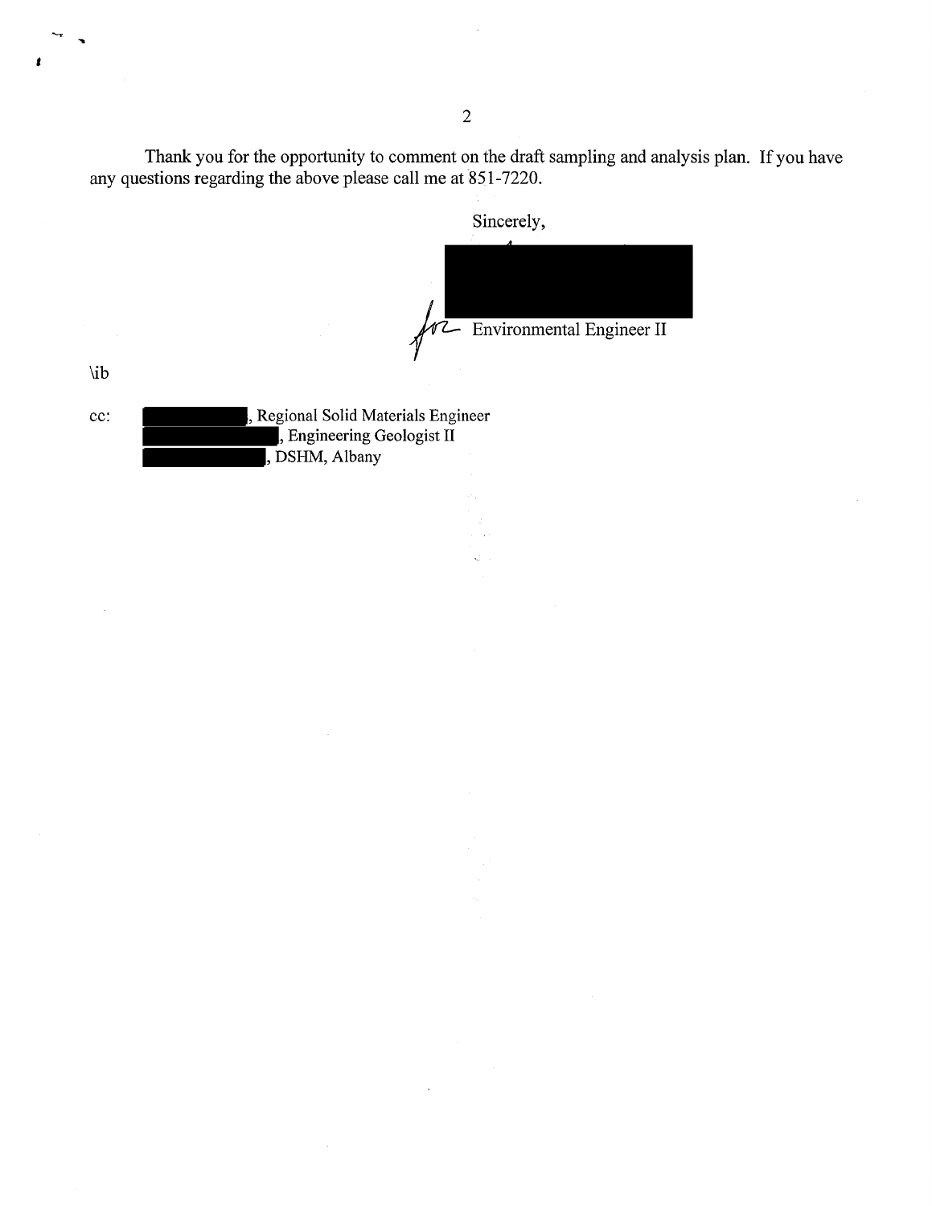Thank you for the opportunity to comment on the draft sampling and analysis plan. If you have any questions regarding the above please call me at 851-7220.

Sincerely,

for Environmental Engineer II

\ib

cc: , Regional Solid Materials Engineer
, Engineering Geologist II
, DSHM, Albany